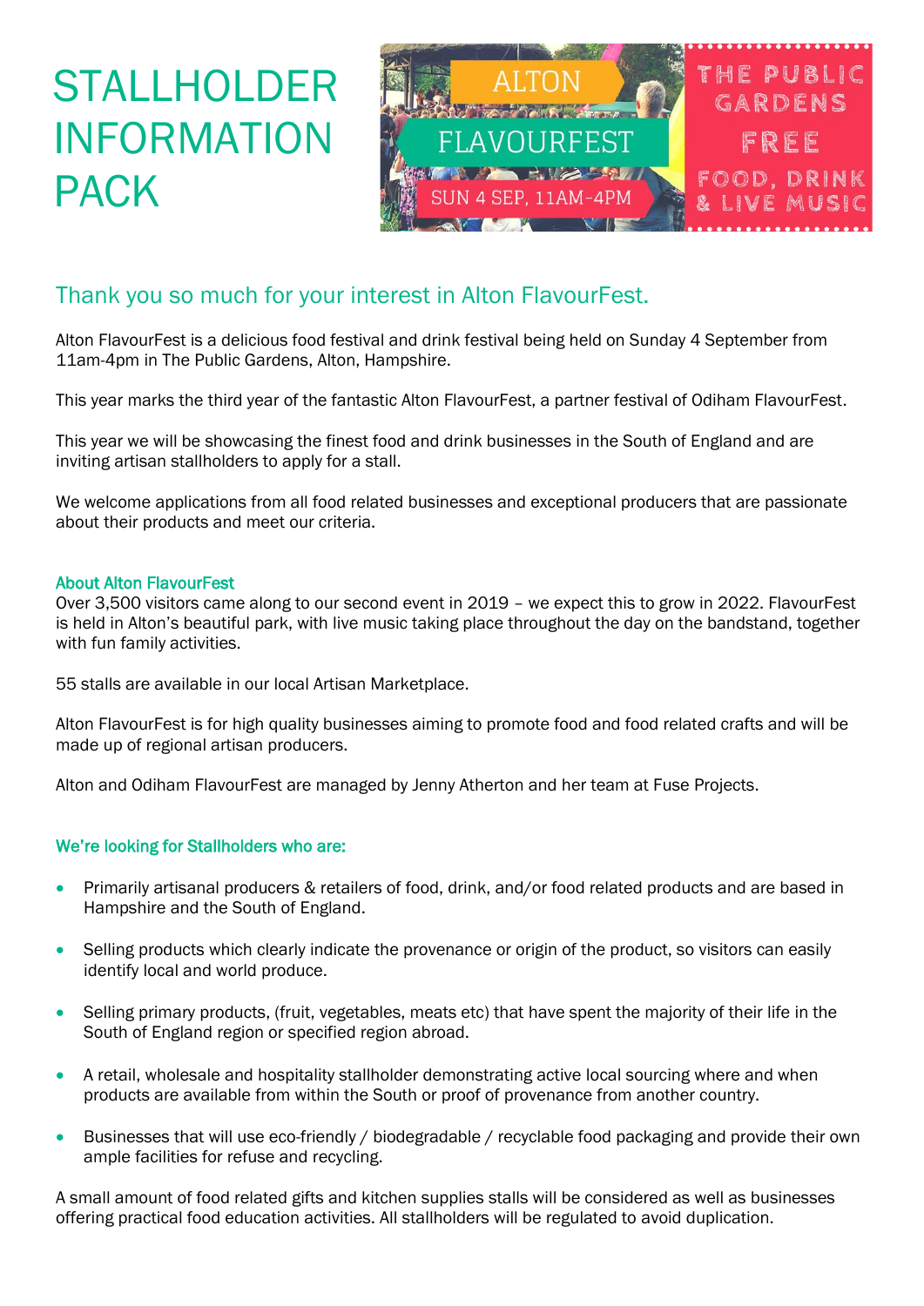# STALLHOLDER INFORMATION PACK

ALTON FLAVOURFEST

SUN 4 SEP, 11AM-4PM

THE PUBLIC GARDENS

FREE

FOOD, DRINK & LIVE MUSIC

## Thank you so much for your interest in Alton FlavourFest.

Alton FlavourFest is a delicious food festival and drink festival being held on Sunday 4 September from 11am-4pm in The Public Gardens, Alton, Hampshire.

This year marks the third year of the fantastic Alton FlavourFest, a partner festival of Odiham FlavourFest.

This year we will be showcasing the finest food and drink businesses in the South of England and are inviting artisan stallholders to apply for a stall.

We welcome applications from all food related businesses and exceptional producers that are passionate about their products and meet our criteria.

### About Alton FlavourFest

Over 3,500 visitors came along to our second event in 2019 – we expect this to grow in 2022. FlavourFest is held in Alton's beautiful park, with live music taking place throughout the day on the bandstand, together with fun family activities.

55 stalls are available in our local Artisan Marketplace.

Alton FlavourFest is for high quality businesses aiming to promote food and food related crafts and will be made up of regional artisan producers.

Alton and Odiham FlavourFest are managed by Jenny Atherton and her team at Fuse Projects.

### We're looking for Stallholders who are:

- Primarily artisanal producers & retailers of food, drink, and/or food related products and are based in Hampshire and the South of England.
- Selling products which clearly indicate the provenance or origin of the product, so visitors can easily identify local and world produce.
- Selling primary products, (fruit, vegetables, meats etc) that have spent the majority of their life in the South of England region or specified region abroad.
- A retail, wholesale and hospitality stallholder demonstrating active local sourcing where and when products are available from within the South or proof of provenance from another country.
- Businesses that will use eco-friendly / biodegradable / recyclable food packaging and provide their own ample facilities for refuse and recycling.

A small amount of food related gifts and kitchen supplies stalls will be considered as well as businesses offering practical food education activities. All stallholders will be regulated to avoid duplication.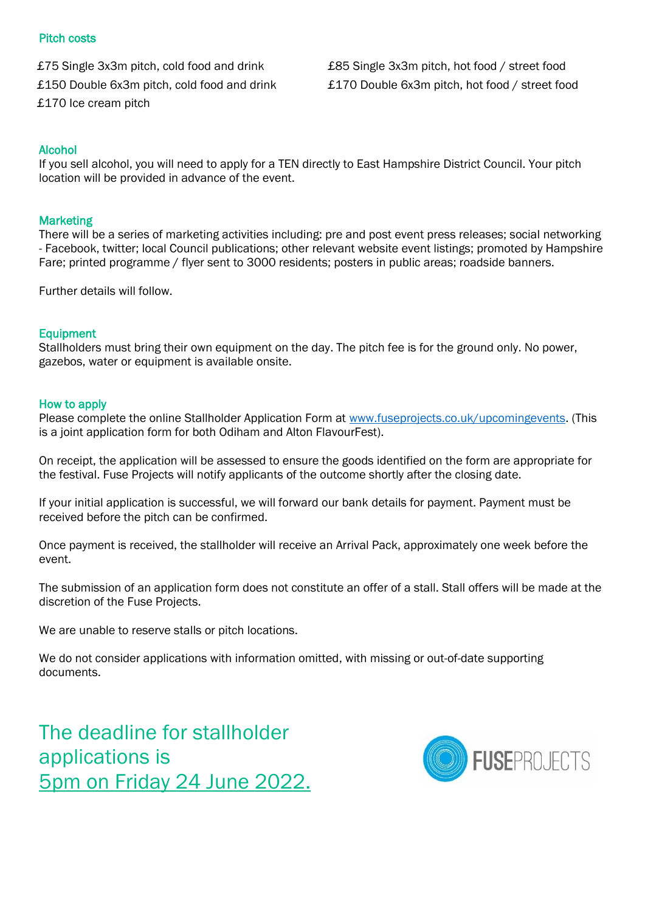## Pitch costs

£75 Single 3x3m pitch, cold food and drink
£150 Double 6x3m pitch, cold food and drink
£170 Ice cream pitch
£85 Single 3x3m pitch, hot food / street food
£170 Double 6x3m pitch, hot food / street food

## Alcohol

If you sell alcohol, you will need to apply for a TEN directly to East Hampshire District Council. Your pitch location will be provided in advance of the event.

## Marketing

There will be a series of marketing activities including: pre and post event press releases; social networking - Facebook, twitter; local Council publications; other relevant website event listings; promoted by Hampshire Fare; printed programme / flyer sent to 3000 residents; posters in public areas; roadside banners.

Further details will follow.

## Equipment

Stallholders must bring their own equipment on the day. The pitch fee is for the ground only. No power, gazebos, water or equipment is available onsite.

## How to apply

Please complete the online Stallholder Application Form at www.fuseprojects.co.uk/upcomingevents. (This is a joint application form for both Odiham and Alton FlavourFest).

On receipt, the application will be assessed to ensure the goods identified on the form are appropriate for the festival. Fuse Projects will notify applicants of the outcome shortly after the closing date.

If your initial application is successful, we will forward our bank details for payment. Payment must be received before the pitch can be confirmed.

Once payment is received, the stallholder will receive an Arrival Pack, approximately one week before the event.

The submission of an application form does not constitute an offer of a stall. Stall offers will be made at the discretion of the Fuse Projects.

We are unable to reserve stalls or pitch locations.

We do not consider applications with information omitted, with missing or out-of-date supporting documents.

## The deadline for stallholder applications is 5pm on Friday 24 June 2022.

FUSEPROJECTS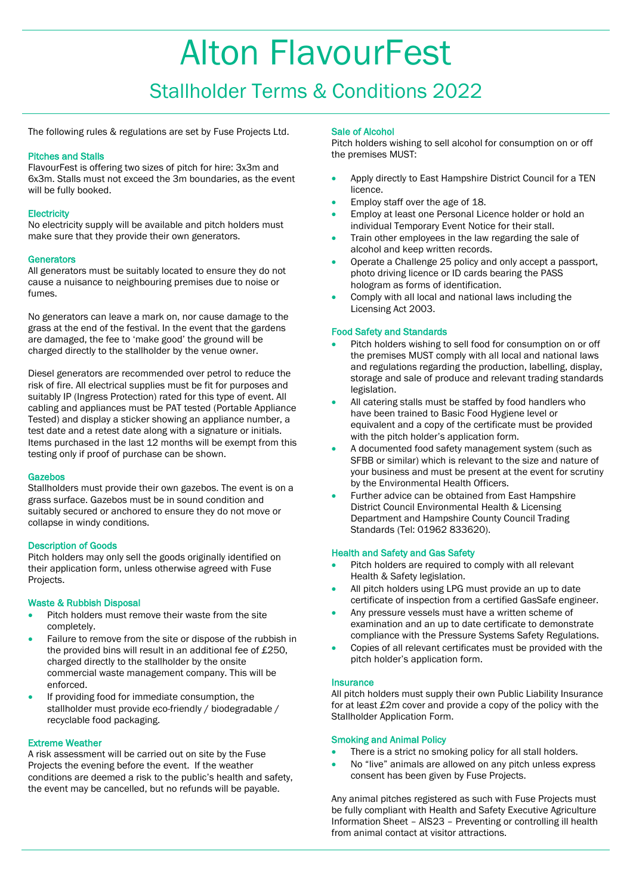# Alton FlavourFest

## Stallholder Terms & Conditions 2022

The following rules & regulations are set by Fuse Projects Ltd.

### Pitches and Stalls

FlavourFest is offering two sizes of pitch for hire: 3x3m and 6x3m. Stalls must not exceed the 3m boundaries, as the event will be fully booked.

### Electricity

No electricity supply will be available and pitch holders must make sure that they provide their own generators.

### Generators

All generators must be suitably located to ensure they do not cause a nuisance to neighbouring premises due to noise or fumes.

No generators can leave a mark on, nor cause damage to the grass at the end of the festival. In the event that the gardens are damaged, the fee to 'make good' the ground will be charged directly to the stallholder by the venue owner.

Diesel generators are recommended over petrol to reduce the risk of fire. All electrical supplies must be fit for purposes and suitably IP (Ingress Protection) rated for this type of event. All cabling and appliances must be PAT tested (Portable Appliance Tested) and display a sticker showing an appliance number, a test date and a retest date along with a signature or initials. Items purchased in the last 12 months will be exempt from this testing only if proof of purchase can be shown.

### Gazebos

Stallholders must provide their own gazebos. The event is on a grass surface. Gazebos must be in sound condition and suitably secured or anchored to ensure they do not move or collapse in windy conditions.

### Description of Goods

Pitch holders may only sell the goods originally identified on their application form, unless otherwise agreed with Fuse Projects.

### Waste & Rubbish Disposal

- Pitch holders must remove their waste from the site completely.
- Failure to remove from the site or dispose of the rubbish in the provided bins will result in an additional fee of £250, charged directly to the stallholder by the onsite commercial waste management company. This will be enforced.
- If providing food for immediate consumption, the stallholder must provide eco-friendly / biodegradable / recyclable food packaging.

### Extreme Weather

A risk assessment will be carried out on site by the Fuse Projects the evening before the event. If the weather conditions are deemed a risk to the public's health and safety, the event may be cancelled, but no refunds will be payable.

### Sale of Alcohol

Pitch holders wishing to sell alcohol for consumption on or off the premises MUST:

- Apply directly to East Hampshire District Council for a TEN licence.
- Employ staff over the age of 18.
- Employ at least one Personal Licence holder or hold an individual Temporary Event Notice for their stall.
- Train other employees in the law regarding the sale of alcohol and keep written records.
- Operate a Challenge 25 policy and only accept a passport, photo driving licence or ID cards bearing the PASS hologram as forms of identification.
- Comply with all local and national laws including the Licensing Act 2003.

### Food Safety and Standards

- Pitch holders wishing to sell food for consumption on or off the premises MUST comply with all local and national laws and regulations regarding the production, labelling, display, storage and sale of produce and relevant trading standards legislation.
- All catering stalls must be staffed by food handlers who have been trained to Basic Food Hygiene level or equivalent and a copy of the certificate must be provided with the pitch holder's application form.
- A documented food safety management system (such as SFBB or similar) which is relevant to the size and nature of your business and must be present at the event for scrutiny by the Environmental Health Officers.
- Further advice can be obtained from East Hampshire District Council Environmental Health & Licensing Department and Hampshire County Council Trading Standards (Tel: 01962 833620).

### Health and Safety and Gas Safety

- Pitch holders are required to comply with all relevant Health & Safety legislation.
- All pitch holders using LPG must provide an up to date certificate of inspection from a certified GasSafe engineer.
- Any pressure vessels must have a written scheme of examination and an up to date certificate to demonstrate compliance with the Pressure Systems Safety Regulations.
- Copies of all relevant certificates must be provided with the pitch holder's application form.

### Insurance

All pitch holders must supply their own Public Liability Insurance for at least £2m cover and provide a copy of the policy with the Stallholder Application Form.

### Smoking and Animal Policy

- There is a strict no smoking policy for all stall holders.
- No "live" animals are allowed on any pitch unless express consent has been given by Fuse Projects.

Any animal pitches registered as such with Fuse Projects must be fully compliant with Health and Safety Executive Agriculture Information Sheet – AIS23 – Preventing or controlling ill health from animal contact at visitor attractions.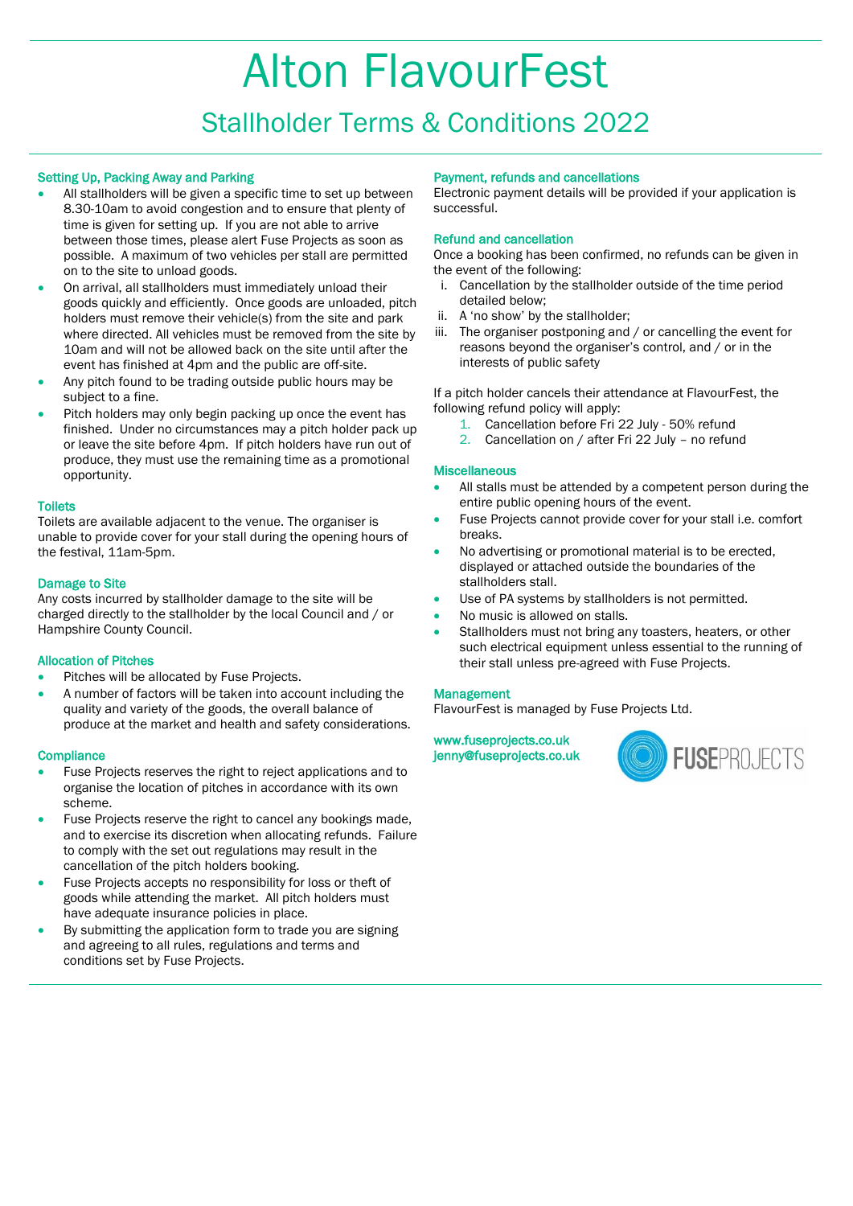# Alton FlavourFest

## Stallholder Terms & Conditions 2022

### Setting Up, Packing Away and Parking

- All stallholders will be given a specific time to set up between 8.30-10am to avoid congestion and to ensure that plenty of time is given for setting up. If you are not able to arrive between those times, please alert Fuse Projects as soon as possible. A maximum of two vehicles per stall are permitted on to the site to unload goods.
- On arrival, all stallholders must immediately unload their goods quickly and efficiently. Once goods are unloaded, pitch holders must remove their vehicle(s) from the site and park where directed. All vehicles must be removed from the site by 10am and will not be allowed back on the site until after the event has finished at 4pm and the public are off-site.
- Any pitch found to be trading outside public hours may be subject to a fine.
- Pitch holders may only begin packing up once the event has finished. Under no circumstances may a pitch holder pack up or leave the site before 4pm. If pitch holders have run out of produce, they must use the remaining time as a promotional opportunity.

### Toilets

Toilets are available adjacent to the venue. The organiser is unable to provide cover for your stall during the opening hours of the festival, 11am-5pm.

### Damage to Site

Any costs incurred by stallholder damage to the site will be charged directly to the stallholder by the local Council and / or Hampshire County Council.

### Allocation of Pitches

- Pitches will be allocated by Fuse Projects.
- A number of factors will be taken into account including the quality and variety of the goods, the overall balance of produce at the market and health and safety considerations.

### Compliance

- Fuse Projects reserves the right to reject applications and to organise the location of pitches in accordance with its own scheme.
- Fuse Projects reserve the right to cancel any bookings made, and to exercise its discretion when allocating refunds. Failure to comply with the set out regulations may result in the cancellation of the pitch holders booking.
- Fuse Projects accepts no responsibility for loss or theft of goods while attending the market. All pitch holders must have adequate insurance policies in place.
- By submitting the application form to trade you are signing and agreeing to all rules, regulations and terms and conditions set by Fuse Projects.

### Payment, refunds and cancellations

Electronic payment details will be provided if your application is successful.

### Refund and cancellation

Once a booking has been confirmed, no refunds can be given in the event of the following:

i. Cancellation by the stallholder outside of the time period detailed below;
ii. A 'no show' by the stallholder;
iii. The organiser postponing and / or cancelling the event for reasons beyond the organiser's control, and / or in the interests of public safety

If a pitch holder cancels their attendance at FlavourFest, the following refund policy will apply:

1. Cancellation before Fri 22 July - 50% refund
2. Cancellation on / after Fri 22 July – no refund

### Miscellaneous

- All stalls must be attended by a competent person during the entire public opening hours of the event.
- Fuse Projects cannot provide cover for your stall i.e. comfort breaks.
- No advertising or promotional material is to be erected, displayed or attached outside the boundaries of the stallholders stall.
- Use of PA systems by stallholders is not permitted.
- No music is allowed on stalls.
- Stallholders must not bring any toasters, heaters, or other such electrical equipment unless essential to the running of their stall unless pre-agreed with Fuse Projects.

### Management

FlavourFest is managed by Fuse Projects Ltd.

www.fuseprojects.co.uk
jenny@fuseprojects.co.uk

FUSEPROJECTS